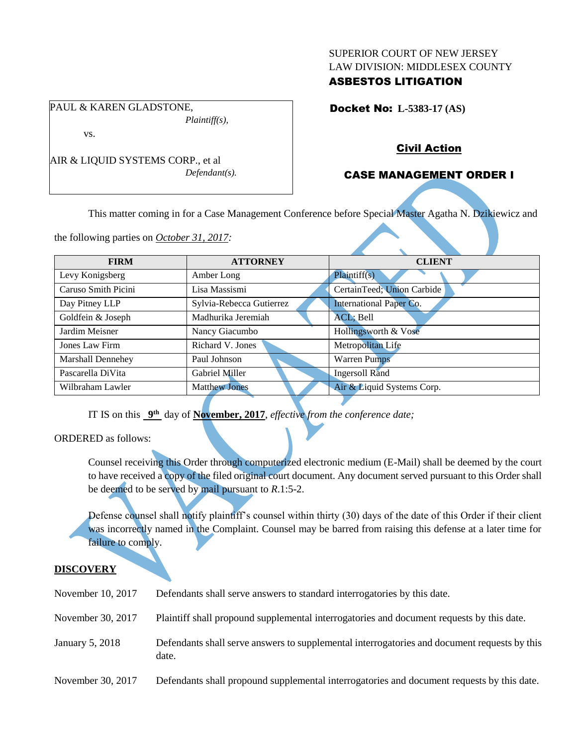SUPERIOR COURT OF NEW JERSEY
LAW DIVISION: MIDDLESEX COUNTY
**ASBESTOS LITIGATION**

PAUL & KAREN GLADSTONE,
*Plaintiff(s),*

vs.

AIR & LIQUID SYSTEMS CORP., et al
*Defendant(s).*

**Docket No: L-5383-17 (AS)**

**Civil Action**

**CASE MANAGEMENT ORDER I**

This matter coming in for a Case Management Conference before Special Master Agatha N. Dzikiewicz and the following parties on *October 31, 2017:*

| FIRM | ATTORNEY | CLIENT |
|---|---|---|
| Levy Konigsberg | Amber Long | Plaintiff(s) |
| Caruso Smith Picini | Lisa Massismi | CertainTeed; Union Carbide |
| Day Pitney LLP | Sylvia-Rebecca Gutierrez | International Paper Co. |
| Goldfein & Joseph | Madhurika Jeremiah | ACL; Bell |
| Jardim Meisner | Nancy Giacumbo | Hollingsworth & Vose |
| Jones Law Firm | Richard V. Jones | Metropolitan Life |
| Marshall Dennehey | Paul Johnson | Warren Pumps |
| Pascarella DiVita | Gabriel Miller | Ingersoll Rand |
| Wilbraham Lawler | Matthew Jones | Air & Liquid Systems Corp. |

IT IS on this **9th** day of **November, 2017**, *effective from the conference date;*

ORDERED as follows:

Counsel receiving this Order through computerized electronic medium (E-Mail) shall be deemed by the court to have received a copy of the filed original court document. Any document served pursuant to this Order shall be deemed to be served by mail pursuant to *R*.1:5-2.

Defense counsel shall notify plaintiff's counsel within thirty (30) days of the date of this Order if their client was incorrectly named in the Complaint. Counsel may be barred from raising this defense at a later time for failure to comply.

**DISCOVERY**

| | |
|---|---|
| November 10, 2017 | Defendants shall serve answers to standard interrogatories by this date. |
| November 30, 2017 | Plaintiff shall propound supplemental interrogatories and document requests by this date. |
| January 5, 2018 | Defendants shall serve answers to supplemental interrogatories and document requests by this date. |
| November 30, 2017 | Defendants shall propound supplemental interrogatories and document requests by this date. |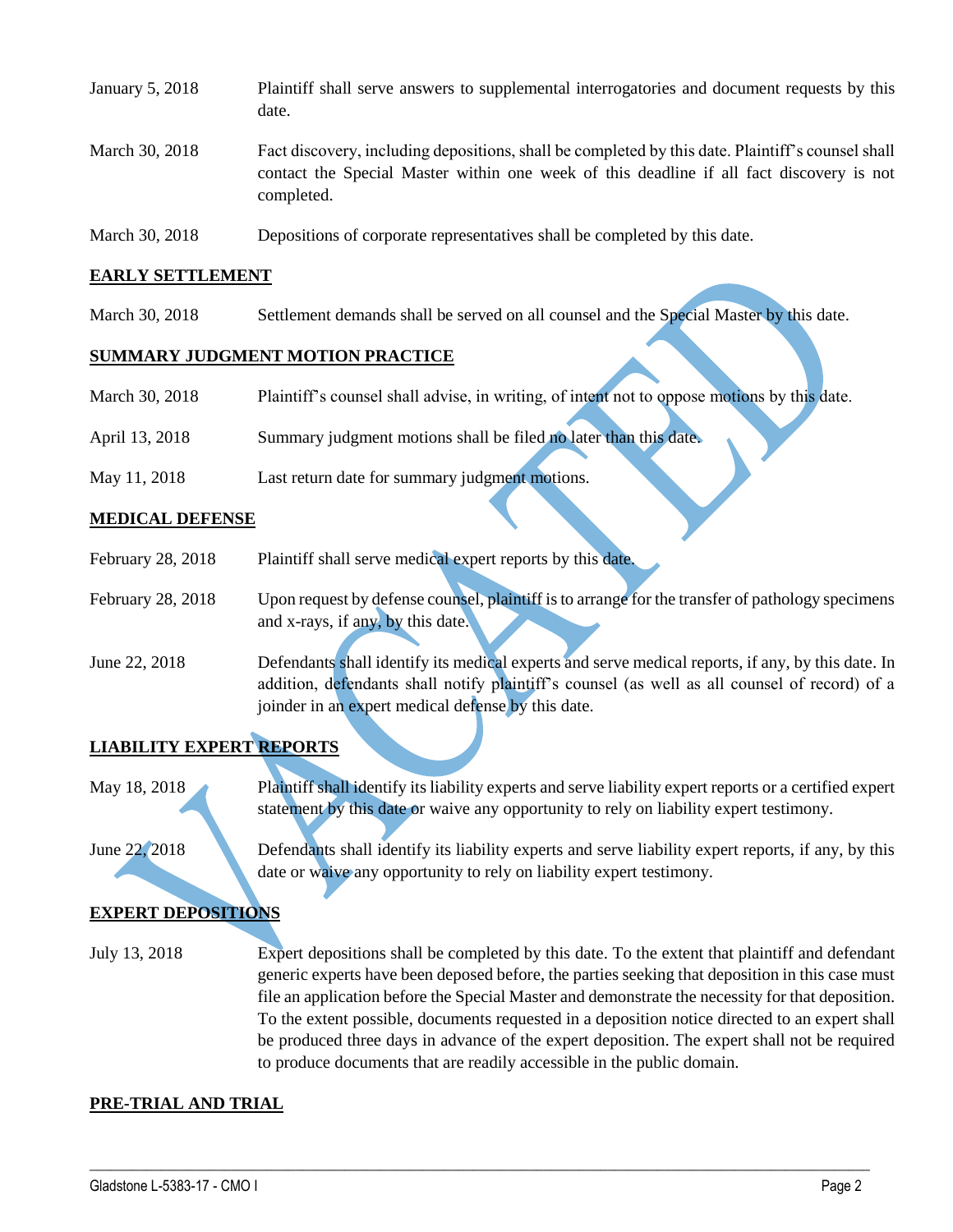| | |
|---|---|
| January 5, 2018 | Plaintiff shall serve answers to supplemental interrogatories and document requests by this date. |
| March 30, 2018 | Fact discovery, including depositions, shall be completed by this date. Plaintiff's counsel shall contact the Special Master within one week of this deadline if all fact discovery is not completed. |
| March 30, 2018 | Depositions of corporate representatives shall be completed by this date. |

**EARLY SETTLEMENT**

| | |
|---|---|
| March 30, 2018 | Settlement demands shall be served on all counsel and the Special Master by this date. |

**SUMMARY JUDGMENT MOTION PRACTICE**

| | |
|---|---|
| March 30, 2018 | Plaintiff's counsel shall advise, in writing, of intent not to oppose motions by this date. |
| April 13, 2018 | Summary judgment motions shall be filed no later than this date. |
| May 11, 2018 | Last return date for summary judgment motions. |

**MEDICAL DEFENSE**

| | |
|---|---|
| February 28, 2018 | Plaintiff shall serve medical expert reports by this date. |
| February 28, 2018 | Upon request by defense counsel, plaintiff is to arrange for the transfer of pathology specimens and x-rays, if any, by this date. |
| June 22, 2018 | Defendants shall identify its medical experts and serve medical reports, if any, by this date. In addition, defendants shall notify plaintiff's counsel (as well as all counsel of record) of a joinder in an expert medical defense by this date. |

**LIABILITY EXPERT REPORTS**

| | |
|---|---|
| May 18, 2018 | Plaintiff shall identify its liability experts and serve liability expert reports or a certified expert statement by this date or waive any opportunity to rely on liability expert testimony. |
| June 22, 2018 | Defendants shall identify its liability experts and serve liability expert reports, if any, by this date or waive any opportunity to rely on liability expert testimony. |

**EXPERT DEPOSITIONS**

| | |
|---|---|
| July 13, 2018 | Expert depositions shall be completed by this date. To the extent that plaintiff and defendant generic experts have been deposed before, the parties seeking that deposition in this case must file an application before the Special Master and demonstrate the necessity for that deposition. To the extent possible, documents requested in a deposition notice directed to an expert shall be produced three days in advance of the expert deposition. The expert shall not be required to produce documents that are readily accessible in the public domain. |

**PRE-TRIAL AND TRIAL**

VACATED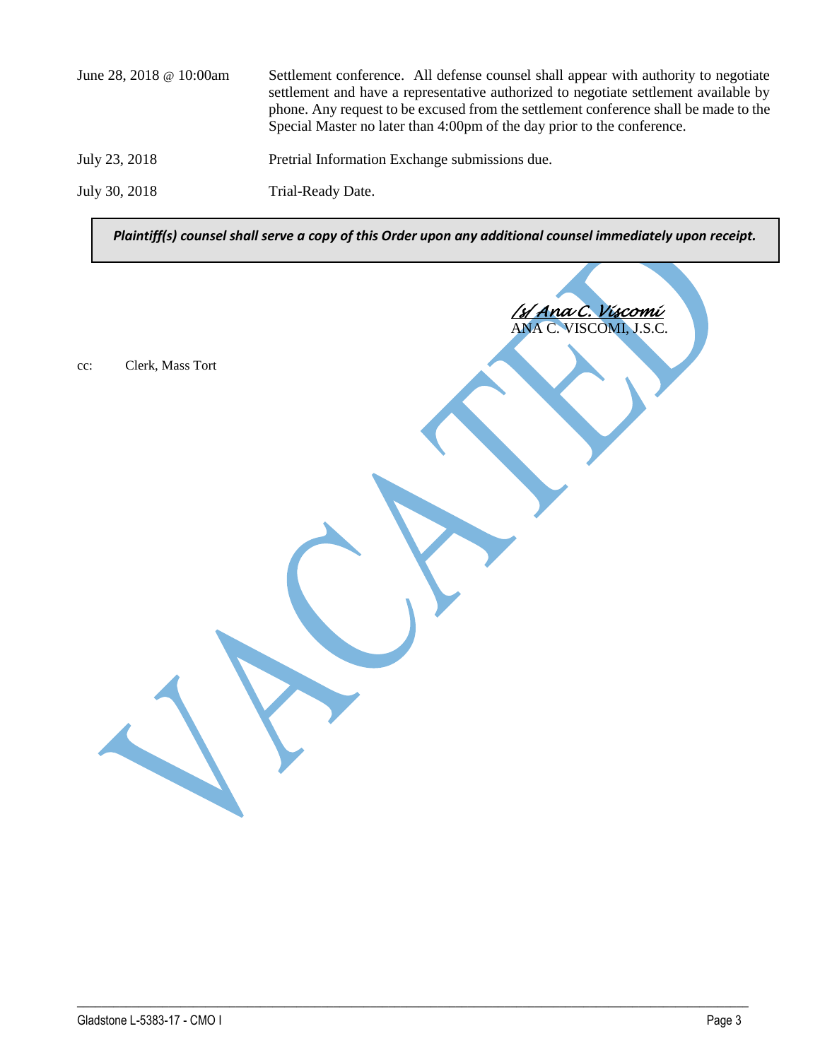| | |
|---|---|
| June 28, 2018 @ 10:00am | Settlement conference. All defense counsel shall appear with authority to negotiate settlement and have a representative authorized to negotiate settlement available by phone. Any request to be excused from the settlement conference shall be made to the Special Master no later than 4:00pm of the day prior to the conference. |
| July 23, 2018 | Pretrial Information Exchange submissions due. |
| July 30, 2018 | Trial-Ready Date. |

***Plaintiff(s) counsel shall serve a copy of this Order upon any additional counsel immediately upon receipt.***

/s/ Ana C. Viscomi
ANA C. VISCOMI, J.S.C.

cc: Clerk, Mass Tort

VACATED